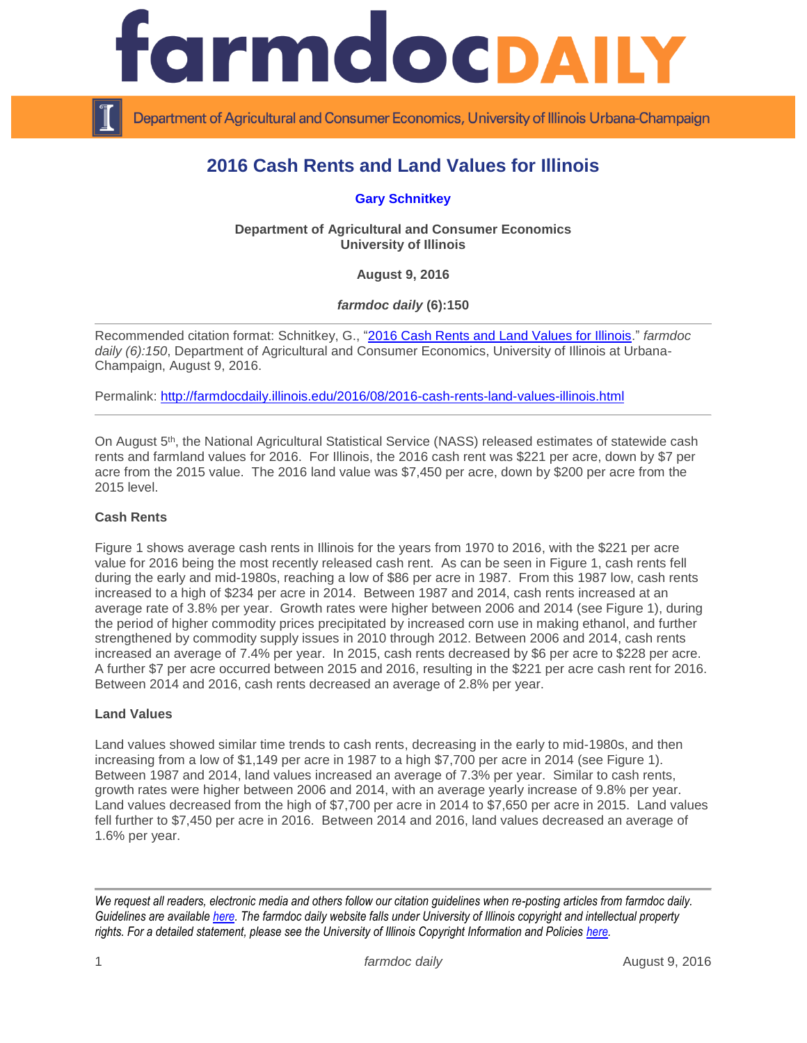# 2016 Cash Rents and Land Values for Illinois

**Gary Schnitkey**

**Department of Agricultural and Consumer Economics**
**University of Illinois**

**August 9, 2016**

***farmdoc daily* (6):150**

---

Recommended citation format: Schnitkey, G., "[2016 Cash Rents and Land Values for Illinois](http://farmdocdaily.illinois.edu/2016/08/2016-cash-rents-land-values-illinois.html)." *farmdoc daily (6):150*, Department of Agricultural and Consumer Economics, University of Illinois at Urbana-Champaign, August 9, 2016.

Permalink: http://farmdocdaily.illinois.edu/2016/08/2016-cash-rents-land-values-illinois.html

---

On August 5th, the National Agricultural Statistical Service (NASS) released estimates of statewide cash rents and farmland values for 2016. For Illinois, the 2016 cash rent was $221 per acre, down by $7 per acre from the 2015 value. The 2016 land value was $7,450 per acre, down by $200 per acre from the 2015 level.

### Cash Rents

Figure 1 shows average cash rents in Illinois for the years from 1970 to 2016, with the $221 per acre value for 2016 being the most recently released cash rent. As can be seen in Figure 1, cash rents fell during the early and mid-1980s, reaching a low of $86 per acre in 1987. From this 1987 low, cash rents increased to a high of $234 per acre in 2014. Between 1987 and 2014, cash rents increased at an average rate of 3.8% per year. Growth rates were higher between 2006 and 2014 (see Figure 1), during the period of higher commodity prices precipitated by increased corn use in making ethanol, and further strengthened by commodity supply issues in 2010 through 2012. Between 2006 and 2014, cash rents increased an average of 7.4% per year. In 2015, cash rents decreased by $6 per acre to $228 per acre. A further $7 per acre occurred between 2015 and 2016, resulting in the $221 per acre cash rent for 2016. Between 2014 and 2016, cash rents decreased an average of 2.8% per year.

### Land Values

Land values showed similar time trends to cash rents, decreasing in the early to mid-1980s, and then increasing from a low of $1,149 per acre in 1987 to a high $7,700 per acre in 2014 (see Figure 1). Between 1987 and 2014, land values increased an average of 7.3% per year. Similar to cash rents, growth rates were higher between 2006 and 2014, with an average yearly increase of 9.8% per year. Land values decreased from the high of $7,700 per acre in 2014 to $7,650 per acre in 2015. Land values fell further to $7,450 per acre in 2016. Between 2014 and 2016, land values decreased an average of 1.6% per year.

---

*We request all readers, electronic media and others follow our citation guidelines when re-posting articles from farmdoc daily. Guidelines are available [here](). The farmdoc daily website falls under University of Illinois copyright and intellectual property rights. For a detailed statement, please see the University of Illinois Copyright Information and Policies [here]().*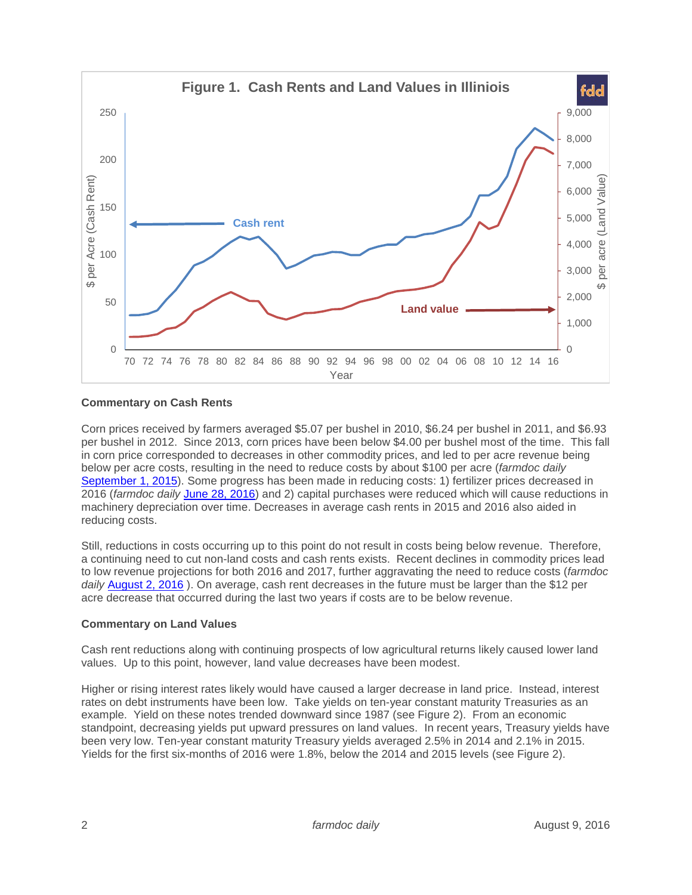**Figure 1. Cash Rents and Land Values in Illinois**

**Commentary on Cash Rents**

Corn prices received by farmers averaged $5.07 per bushel in 2010, $6.24 per bushel in 2011, and $6.93 per bushel in 2012. Since 2013, corn prices have been below $4.00 per bushel most of the time. This fall in corn price corresponded to decreases in other commodity prices, and led to per acre revenue being below per acre costs, resulting in the need to reduce costs by about $100 per acre (*farmdoc daily* September 1, 2015). Some progress has been made in reducing costs: 1) fertilizer prices decreased in 2016 (*farmdoc daily* June 28, 2016) and 2) capital purchases were reduced which will cause reductions in machinery depreciation over time. Decreases in average cash rents in 2015 and 2016 also aided in reducing costs.

Still, reductions in costs occurring up to this point do not result in costs being below revenue. Therefore, a continuing need to cut non-land costs and cash rents exists. Recent declines in commodity prices lead to low revenue projections for both 2016 and 2017, further aggravating the need to reduce costs (*farmdoc daily* August 2, 2016 ). On average, cash rent decreases in the future must be larger than the $12 per acre decrease that occurred during the last two years if costs are to be below revenue.

**Commentary on Land Values**

Cash rent reductions along with continuing prospects of low agricultural returns likely caused lower land values. Up to this point, however, land value decreases have been modest.

Higher or rising interest rates likely would have caused a larger decrease in land price. Instead, interest rates on debt instruments have been low. Take yields on ten-year constant maturity Treasuries as an example. Yield on these notes trended downward since 1987 (see Figure 2). From an economic standpoint, decreasing yields put upward pressures on land values. In recent years, Treasury yields have been very low. Ten-year constant maturity Treasury yields averaged 2.5% in 2014 and 2.1% in 2015. Yields for the first six-months of 2016 were 1.8%, below the 2014 and 2015 levels (see Figure 2).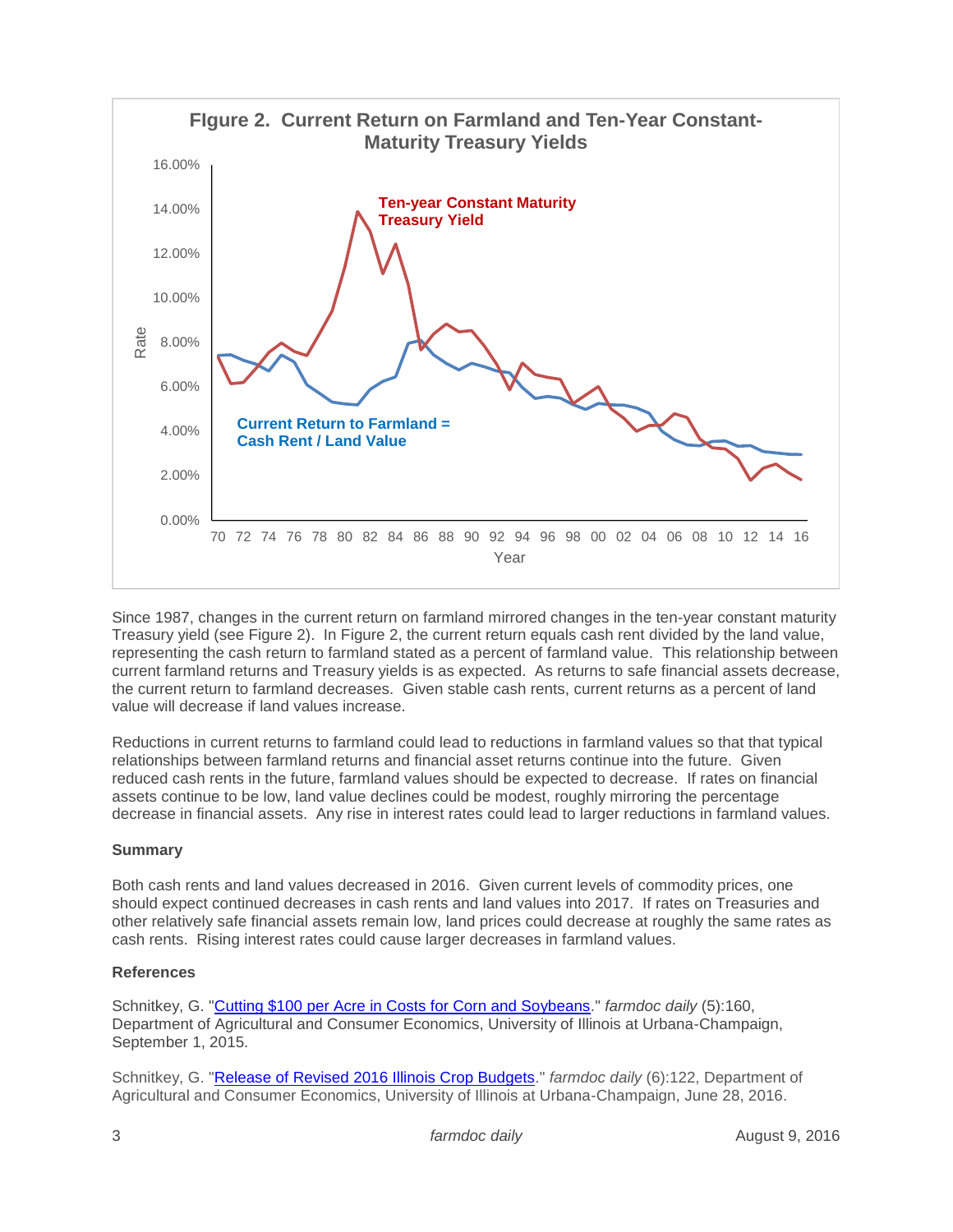**FIgure 2. Current Return on Farmland and Ten-Year Constant-Maturity Treasury Yields**

Since 1987, changes in the current return on farmland mirrored changes in the ten-year constant maturity Treasury yield (see Figure 2). In Figure 2, the current return equals cash rent divided by the land value, representing the cash return to farmland stated as a percent of farmland value. This relationship between current farmland returns and Treasury yields is as expected. As returns to safe financial assets decrease, the current return to farmland decreases. Given stable cash rents, current returns as a percent of land value will decrease if land values increase.

Reductions in current returns to farmland could lead to reductions in farmland values so that that typical relationships between farmland returns and financial asset returns continue into the future. Given reduced cash rents in the future, farmland values should be expected to decrease. If rates on financial assets continue to be low, land value declines could be modest, roughly mirroring the percentage decrease in financial assets. Any rise in interest rates could lead to larger reductions in farmland values.

**Summary**

Both cash rents and land values decreased in 2016. Given current levels of commodity prices, one should expect continued decreases in cash rents and land values into 2017. If rates on Treasuries and other relatively safe financial assets remain low, land prices could decrease at roughly the same rates as cash rents. Rising interest rates could cause larger decreases in farmland values.

**References**

Schnitkey, G. "Cutting $100 per Acre in Costs for Corn and Soybeans." *farmdoc daily* (5):160, Department of Agricultural and Consumer Economics, University of Illinois at Urbana-Champaign, September 1, 2015.

Schnitkey, G. "Release of Revised 2016 Illinois Crop Budgets." *farmdoc daily* (6):122, Department of Agricultural and Consumer Economics, University of Illinois at Urbana-Champaign, June 28, 2016.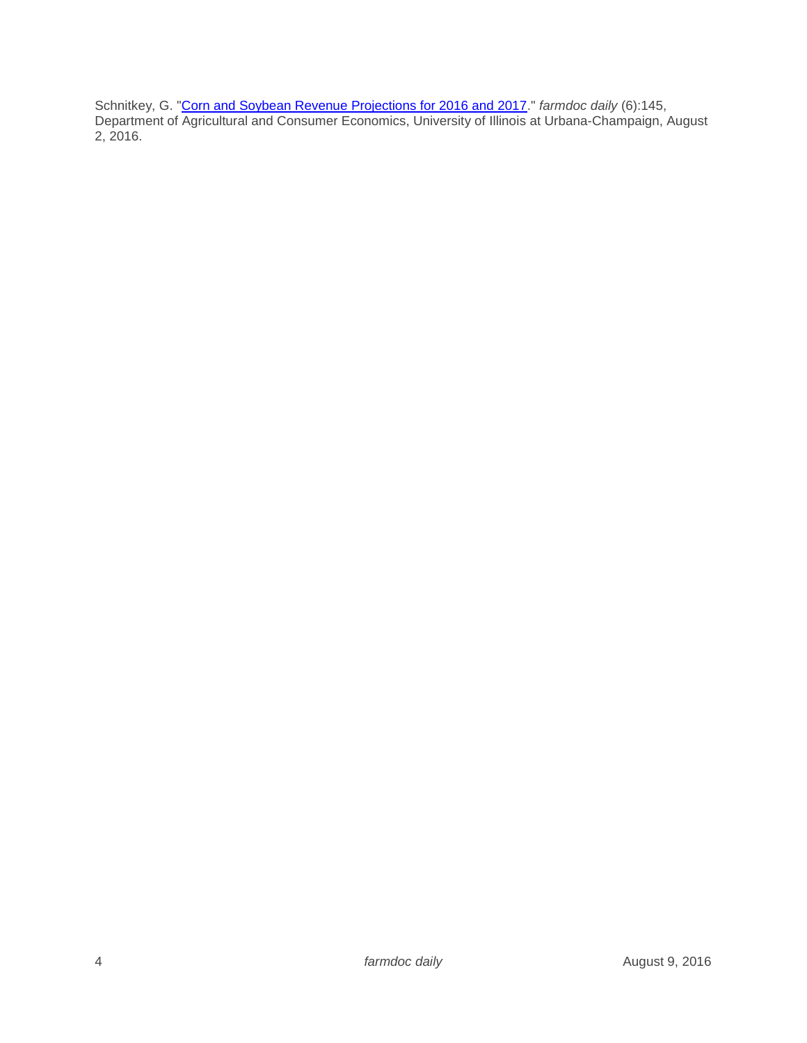Schnitkey, G. "[Corn and Soybean Revenue Projections for 2016 and 2017]." *farmdoc daily* (6):145, Department of Agricultural and Consumer Economics, University of Illinois at Urbana-Champaign, August 2, 2016.